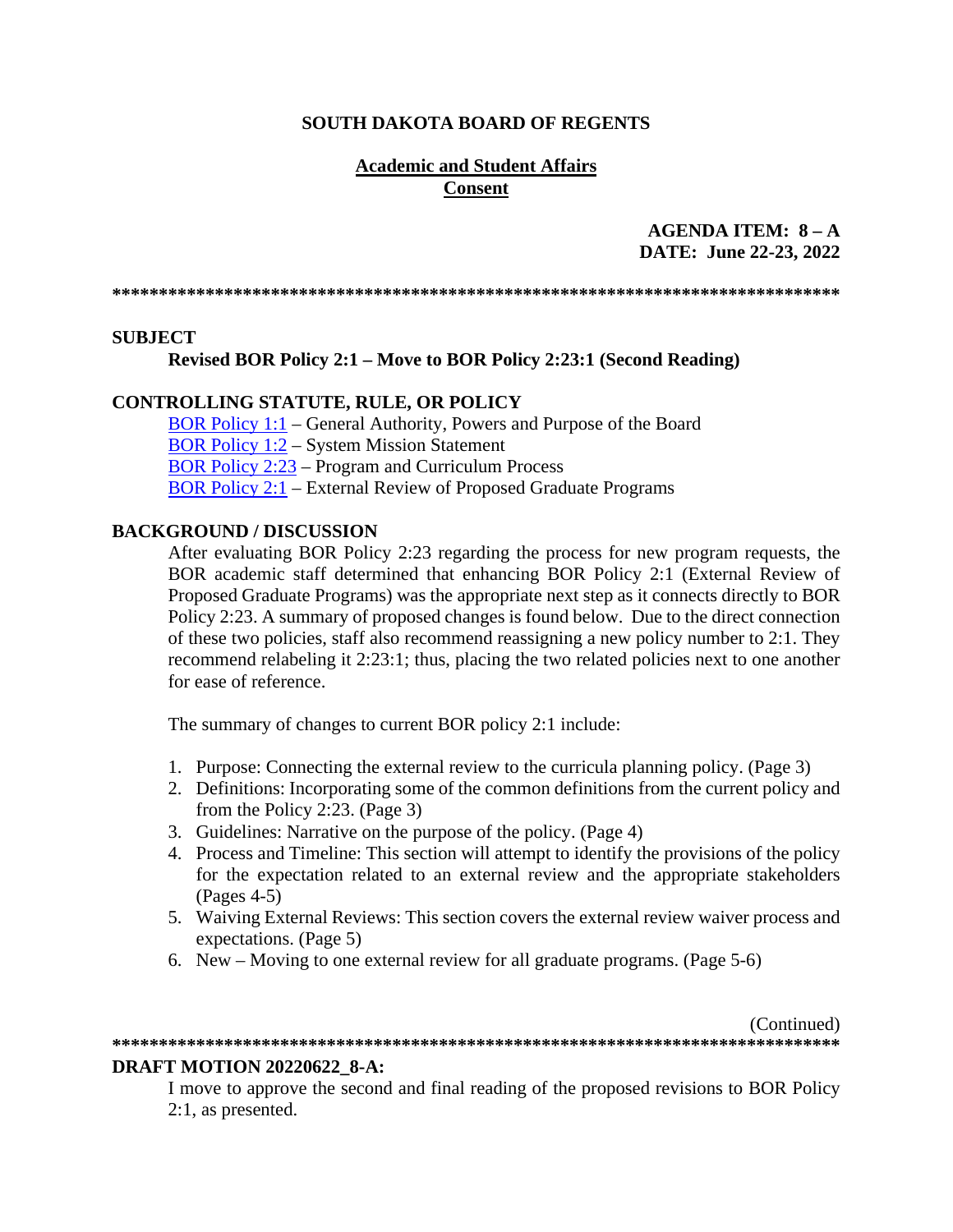**SOUTH DAKOTA BOARD OF REGENTS**

**Academic and Student Affairs**
**Consent**

**AGENDA ITEM: 8 – A**
**DATE: June 22-23, 2022**

******************************************************************************

**SUBJECT**

**Revised BOR Policy 2:1 – Move to BOR Policy 2:23:1 (Second Reading)**

**CONTROLLING STATUTE, RULE, OR POLICY**

[BOR Policy 1:1](#) – General Authority, Powers and Purpose of the Board
[BOR Policy 1:2](#) – System Mission Statement
[BOR Policy 2:23](#) – Program and Curriculum Process
[BOR Policy 2:1](#) – External Review of Proposed Graduate Programs

**BACKGROUND / DISCUSSION**

After evaluating BOR Policy 2:23 regarding the process for new program requests, the BOR academic staff determined that enhancing BOR Policy 2:1 (External Review of Proposed Graduate Programs) was the appropriate next step as it connects directly to BOR Policy 2:23. A summary of proposed changes is found below. Due to the direct connection of these two policies, staff also recommend reassigning a new policy number to 2:1. They recommend relabeling it 2:23:1; thus, placing the two related policies next to one another for ease of reference.

The summary of changes to current BOR policy 2:1 include:

1. Purpose: Connecting the external review to the curricula planning policy. (Page 3)
2. Definitions: Incorporating some of the common definitions from the current policy and from the Policy 2:23. (Page 3)
3. Guidelines: Narrative on the purpose of the policy. (Page 4)
4. Process and Timeline: This section will attempt to identify the provisions of the policy for the expectation related to an external review and the appropriate stakeholders (Pages 4-5)
5. Waiving External Reviews: This section covers the external review waiver process and expectations. (Page 5)
6. New – Moving to one external review for all graduate programs. (Page 5-6)

(Continued)

******************************************************************************

**DRAFT MOTION 20220622_8-A:**

I move to approve the second and final reading of the proposed revisions to BOR Policy 2:1, as presented.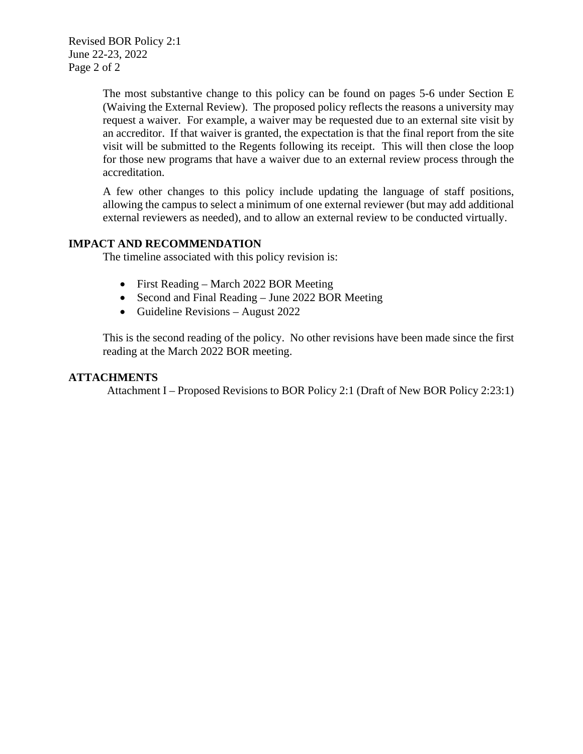The most substantive change to this policy can be found on pages 5-6 under Section E (Waiving the External Review). The proposed policy reflects the reasons a university may request a waiver. For example, a waiver may be requested due to an external site visit by an accreditor. If that waiver is granted, the expectation is that the final report from the site visit will be submitted to the Regents following its receipt. This will then close the loop for those new programs that have a waiver due to an external review process through the accreditation.

A few other changes to this policy include updating the language of staff positions, allowing the campus to select a minimum of one external reviewer (but may add additional external reviewers as needed), and to allow an external review to be conducted virtually.

**IMPACT AND RECOMMENDATION**

The timeline associated with this policy revision is:

- First Reading – March 2022 BOR Meeting
- Second and Final Reading – June 2022 BOR Meeting
- Guideline Revisions – August 2022

This is the second reading of the policy. No other revisions have been made since the first reading at the March 2022 BOR meeting.

**ATTACHMENTS**

Attachment I – Proposed Revisions to BOR Policy 2:1 (Draft of New BOR Policy 2:23:1)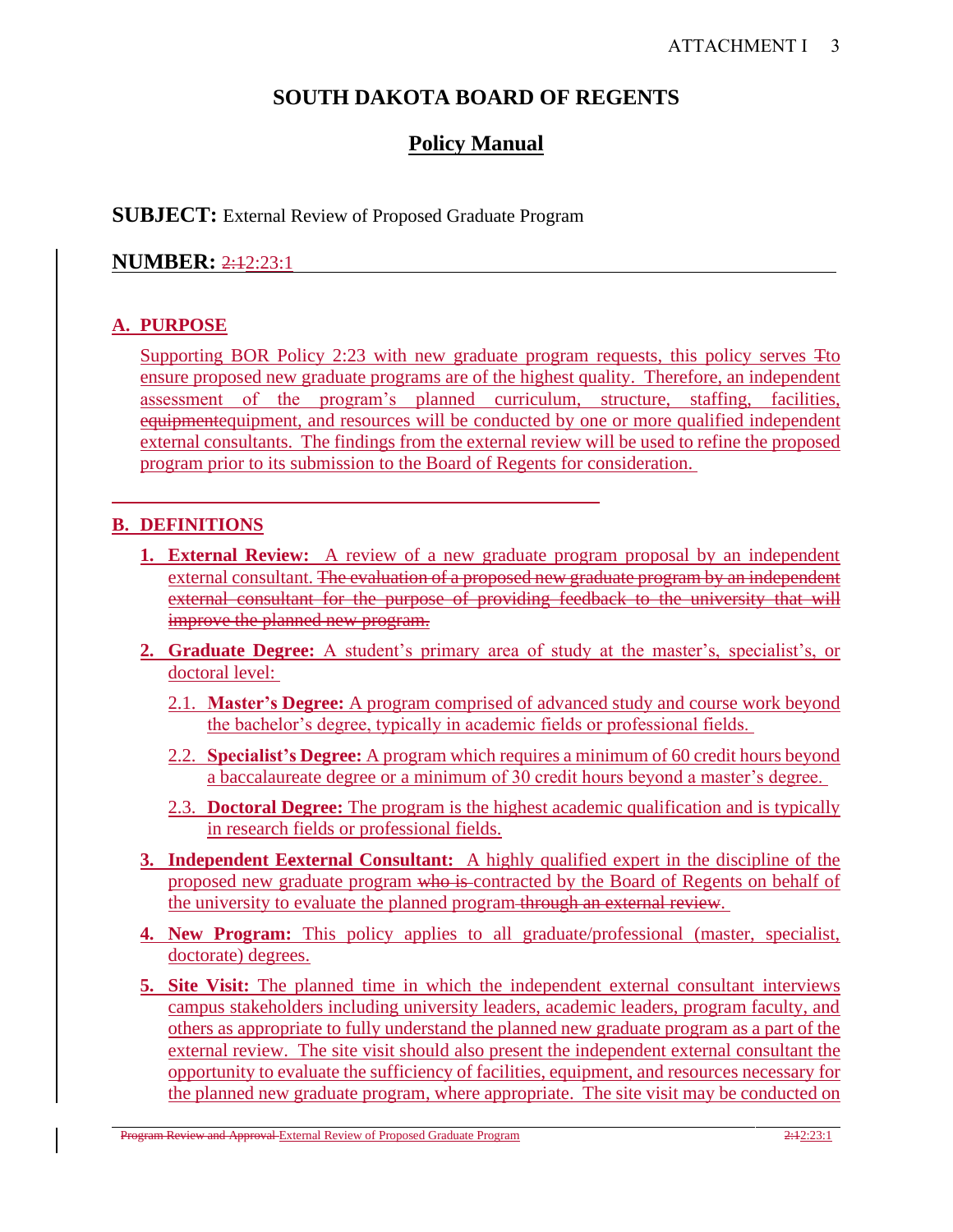# SOUTH DAKOTA BOARD OF REGENTS

## Policy Manual

**SUBJECT:** External Review of Proposed Graduate Program

**NUMBER:** ~~2:1~~2:23:1

### A. PURPOSE

Supporting BOR Policy 2:23 with new graduate program requests, this policy serves ~~T~~to ensure proposed new graduate programs are of the highest quality. Therefore, an independent assessment of the program's planned curriculum, structure, staffing, facilities, ~~equipment~~equipment, and resources will be conducted by one or more qualified independent external consultants. The findings from the external review will be used to refine the proposed program prior to its submission to the Board of Regents for consideration.

### B. DEFINITIONS

1. **External Review:** A review of a new graduate program proposal by an independent external consultant. ~~The evaluation of a proposed new graduate program by an independent external consultant for the purpose of providing feedback to the university that will improve the planned new program.~~
2. **Graduate Degree:** A student's primary area of study at the master's, specialist's, or doctoral level:
   - 2.1. **Master's Degree:** A program comprised of advanced study and course work beyond the bachelor's degree, typically in academic fields or professional fields.
   - 2.2. **Specialist's Degree:** A program which requires a minimum of 60 credit hours beyond a baccalaureate degree or a minimum of 30 credit hours beyond a master's degree.
   - 2.3. **Doctoral Degree:** The program is the highest academic qualification and is typically in research fields or professional fields.
3. **Independent E~~e~~xternal Consultant:** A highly qualified expert in the discipline of the proposed new graduate program ~~who is~~ contracted by the Board of Regents on behalf of the university to evaluate the planned program~~ through an external review~~.
4. **New Program:** This policy applies to all graduate/professional (master, specialist, doctorate) degrees.
5. **Site Visit:** The planned time in which the independent external consultant interviews campus stakeholders including university leaders, academic leaders, program faculty, and others as appropriate to fully understand the planned new graduate program as a part of the external review. The site visit should also present the independent external consultant the opportunity to evaluate the sufficiency of facilities, equipment, and resources necessary for the planned new graduate program, where appropriate. The site visit may be conducted on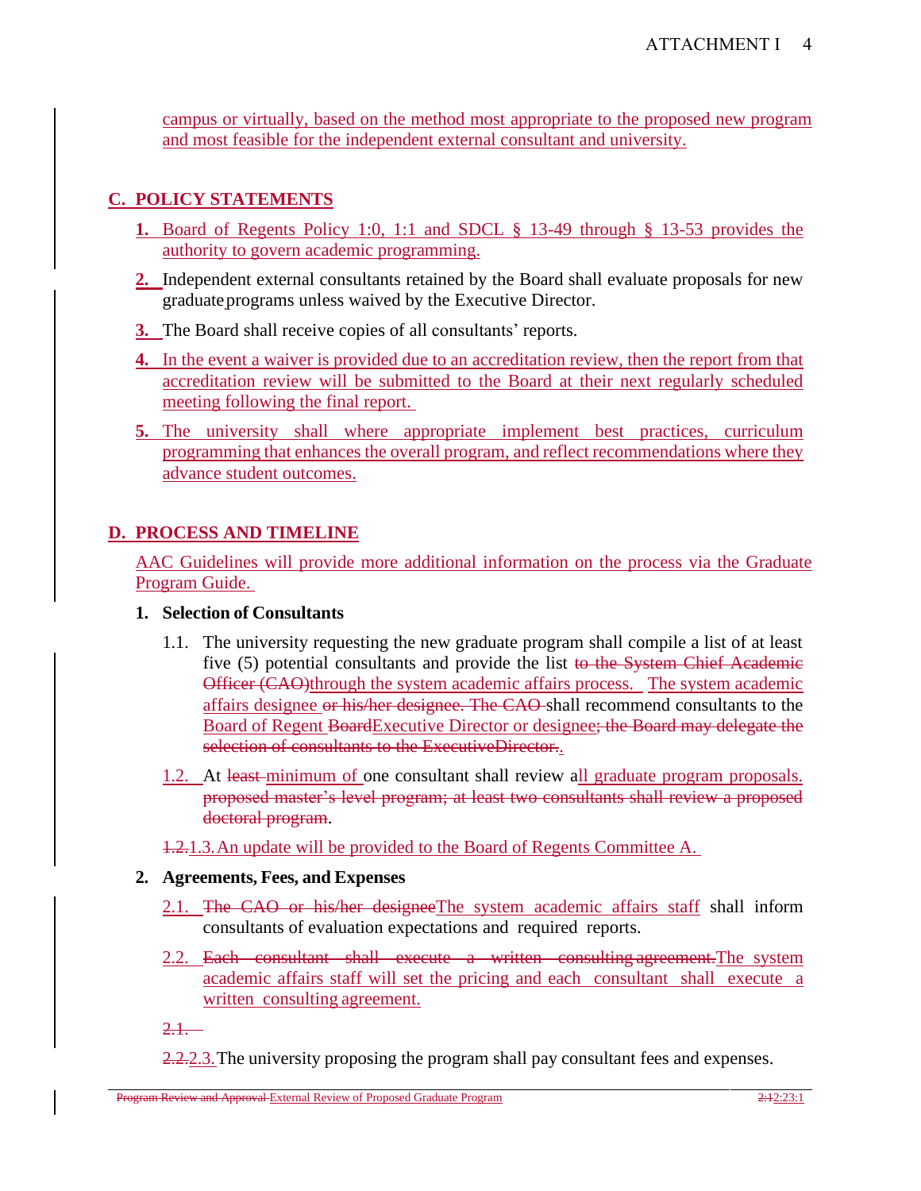campus or virtually, based on the method most appropriate to the proposed new program and most feasible for the independent external consultant and university.

## C. POLICY STATEMENTS

1. Board of Regents Policy 1:0, 1:1 and SDCL § 13-49 through § 13-53 provides the authority to govern academic programming.
2. Independent external consultants retained by the Board shall evaluate proposals for new graduate programs unless waived by the Executive Director.
3. The Board shall receive copies of all consultants' reports.
4. In the event a waiver is provided due to an accreditation review, then the report from that accreditation review will be submitted to the Board at their next regularly scheduled meeting following the final report.
5. The university shall where appropriate implement best practices, curriculum programming that enhances the overall program, and reflect recommendations where they advance student outcomes.

## D. PROCESS AND TIMELINE

AAC Guidelines will provide more additional information on the process via the Graduate Program Guide.

**1. Selection of Consultants**

1.1. The university requesting the new graduate program shall compile a list of at least five (5) potential consultants and provide the list ~~to the System Chief Academic Officer (CAO)~~through the system academic affairs process. The system academic affairs designee ~~or his/her designee. The CAO~~ shall recommend consultants to the Board of Regent ~~Board~~Executive Director or designee~~; the Board may delegate the selection of consultants to the ExecutiveDirector.~~.

1.2. At ~~least~~ minimum of one consultant shall review all graduate program proposals. ~~proposed master's level program; at least two consultants shall review a proposed doctoral program~~.

~~1.2.~~1.3. An update will be provided to the Board of Regents Committee A.

**2. Agreements, Fees, and Expenses**

2.1. ~~The CAO or his/her designee~~The system academic affairs staff shall inform consultants of evaluation expectations and required reports.

2.2. ~~Each consultant shall execute a written consulting agreement.~~The system academic affairs staff will set the pricing and each consultant shall execute a written consulting agreement.

~~2.1.~~

~~2.2.~~2.3. The university proposing the program shall pay consultant fees and expenses.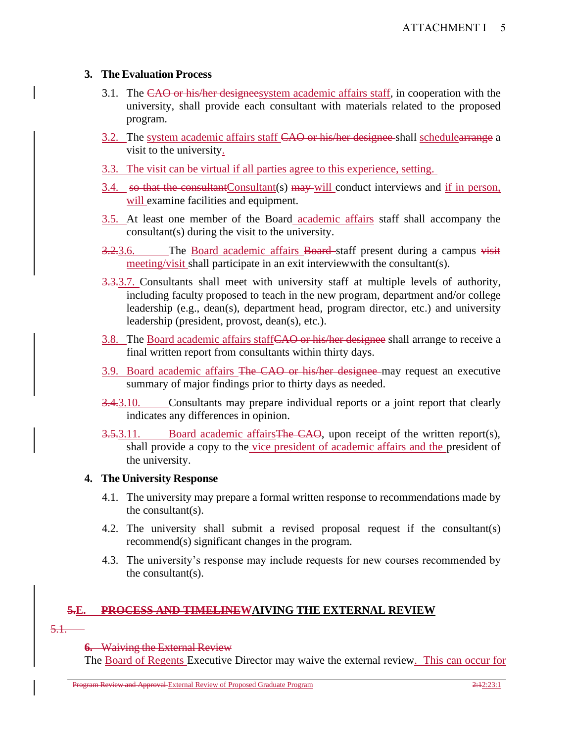### 3. The Evaluation Process

3.1. The ~~CAO or his/her designee~~system academic affairs staff, in cooperation with the university, shall provide each consultant with materials related to the proposed program.

3.2. The system academic affairs staff ~~CAO or his/her designee~~ shall schedule~~arrange~~ a visit to the university.

3.3. The visit can be virtual if all parties agree to this experience, setting.

3.4. ~~so that the consultant~~Consultant(s) ~~may~~ will conduct interviews and if in person, will examine facilities and equipment.

3.5. At least one member of the Board academic affairs staff shall accompany the consultant(s) during the visit to the university.

~~3.2.~~3.6. The Board academic affairs ~~Board~~ staff present during a campus ~~visit~~ meeting/visit shall participate in an exit interviewwith the consultant(s).

~~3.3.~~3.7. Consultants shall meet with university staff at multiple levels of authority, including faculty proposed to teach in the new program, department and/or college leadership (e.g., dean(s), department head, program director, etc.) and university leadership (president, provost, dean(s), etc.).

3.8. The Board academic affairs staff~~CAO or his/her designee~~ shall arrange to receive a final written report from consultants within thirty days.

3.9. Board academic affairs ~~The CAO or his/her designee~~ may request an executive summary of major findings prior to thirty days as needed.

~~3.4.~~3.10. Consultants may prepare individual reports or a joint report that clearly indicates any differences in opinion.

~~3.5.~~3.11. Board academic affairs~~The CAO~~, upon receipt of the written report(s), shall provide a copy to the vice president of academic affairs and the president of the university.

### 4. The University Response

4.1. The university may prepare a formal written response to recommendations made by the consultant(s).

4.2. The university shall submit a revised proposal request if the consultant(s) recommend(s) significant changes in the program.

4.3. The university's response may include requests for new courses recommended by the consultant(s).

## ~~5.~~E. ~~PROCESS AND TIMELINE~~WAIVING THE EXTERNAL REVIEW

~~5.1.~~

~~6. Waiving the External Review~~

The Board of Regents Executive Director may waive the external review. This can occur for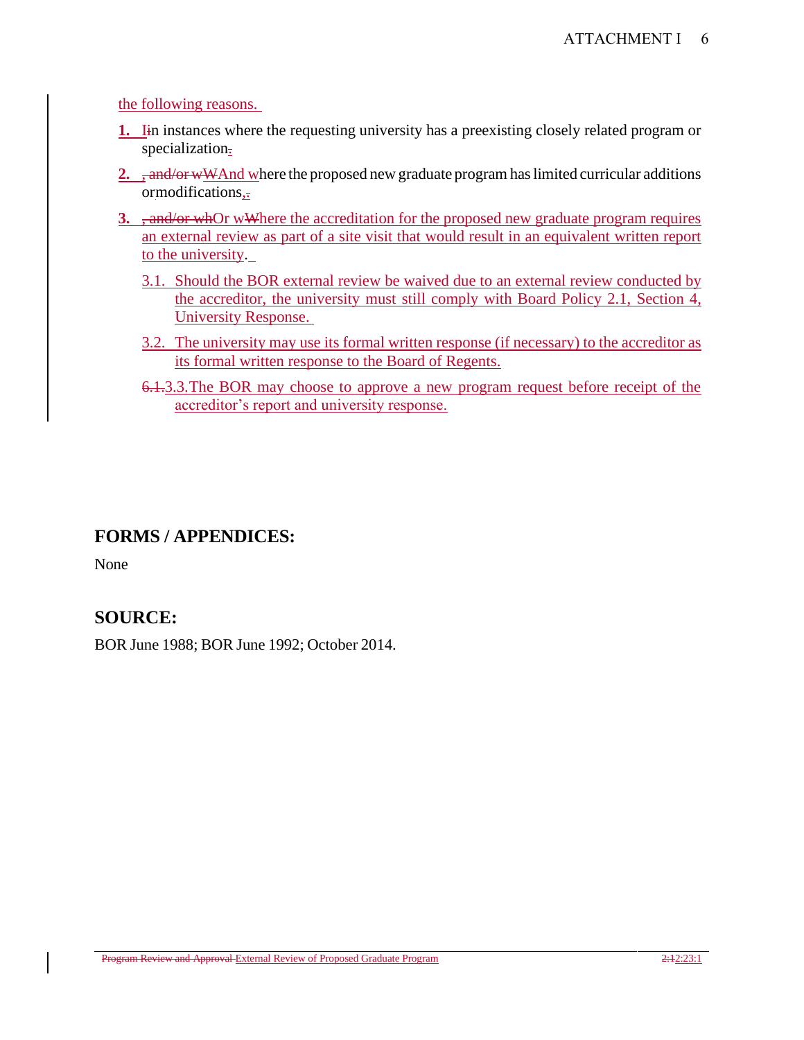the following reasons.

1. Iin instances where the requesting university has a preexisting closely related program or specialization.
2. , and/or wWAnd where the proposed new graduate program has limited curricular additions ormodifications,.
3. , and/or whOr wWhere the accreditation for the proposed new graduate program requires an external review as part of a site visit that would result in an equivalent written report to the university.
   - 3.1. Should the BOR external review be waived due to an external review conducted by the accreditor, the university must still comply with Board Policy 2.1, Section 4, University Response.
   - 3.2. The university may use its formal written response (if necessary) to the accreditor as its formal written response to the Board of Regents.
   - 6.1.3.3. The BOR may choose to approve a new program request before receipt of the accreditor's report and university response.

## FORMS / APPENDICES:

None

## SOURCE:

BOR June 1988; BOR June 1992; October 2014.